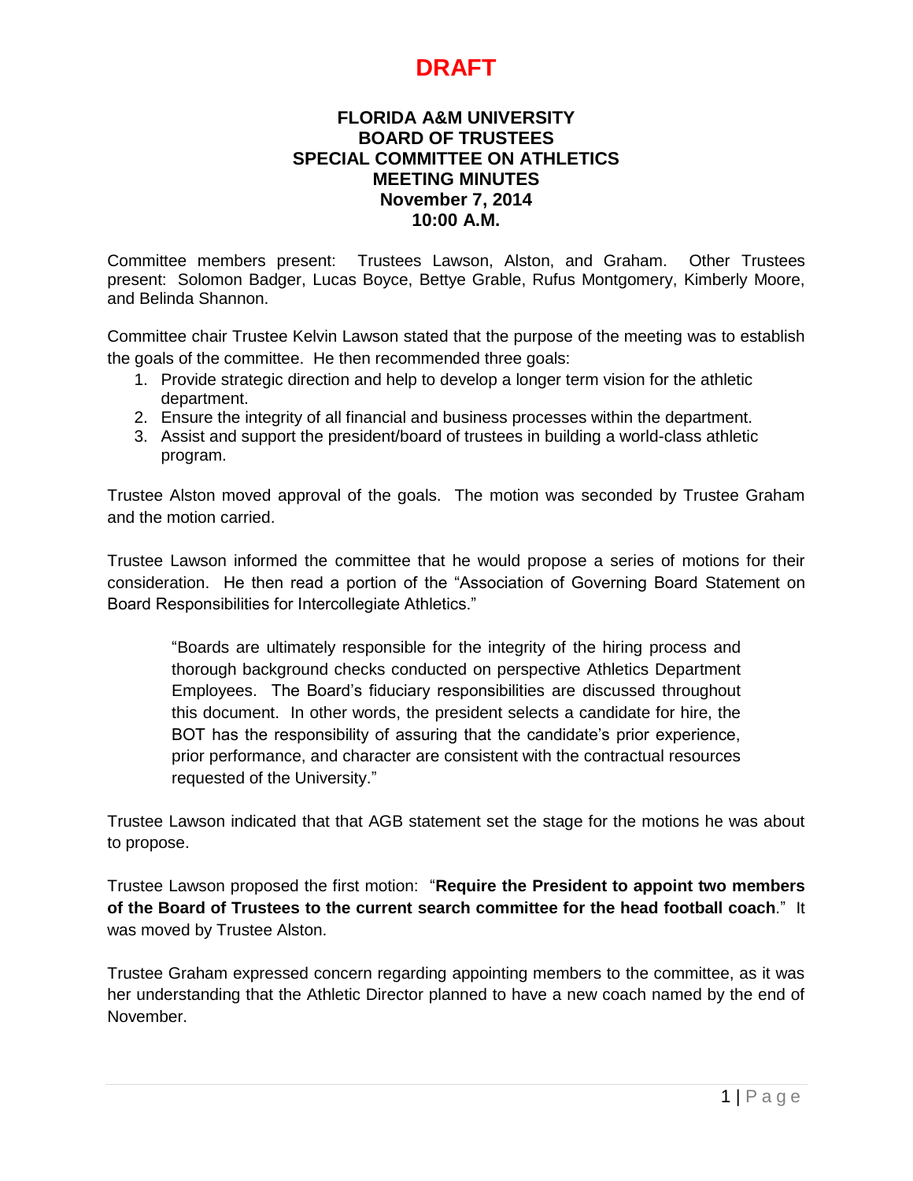**DRAFT**

# FLORIDA A&M UNIVERSITY
## BOARD OF TRUSTEES
## SPECIAL COMMITTEE ON ATHLETICS
## MEETING MINUTES
### November 7, 2014
### 10:00 A.M.

Committee members present: Trustees Lawson, Alston, and Graham. Other Trustees present: Solomon Badger, Lucas Boyce, Bettye Grable, Rufus Montgomery, Kimberly Moore, and Belinda Shannon.

Committee chair Trustee Kelvin Lawson stated that the purpose of the meeting was to establish the goals of the committee. He then recommended three goals:

1. Provide strategic direction and help to develop a longer term vision for the athletic department.
2. Ensure the integrity of all financial and business processes within the department.
3. Assist and support the president/board of trustees in building a world-class athletic program.

Trustee Alston moved approval of the goals. The motion was seconded by Trustee Graham and the motion carried.

Trustee Lawson informed the committee that he would propose a series of motions for their consideration. He then read a portion of the "Association of Governing Board Statement on Board Responsibilities for Intercollegiate Athletics."

> "Boards are ultimately responsible for the integrity of the hiring process and thorough background checks conducted on perspective Athletics Department Employees. The Board's fiduciary responsibilities are discussed throughout this document. In other words, the president selects a candidate for hire, the BOT has the responsibility of assuring that the candidate's prior experience, prior performance, and character are consistent with the contractual resources requested of the University."

Trustee Lawson indicated that that AGB statement set the stage for the motions he was about to propose.

Trustee Lawson proposed the first motion: "**Require the President to appoint two members of the Board of Trustees to the current search committee for the head football coach**." It was moved by Trustee Alston.

Trustee Graham expressed concern regarding appointing members to the committee, as it was her understanding that the Athletic Director planned to have a new coach named by the end of November.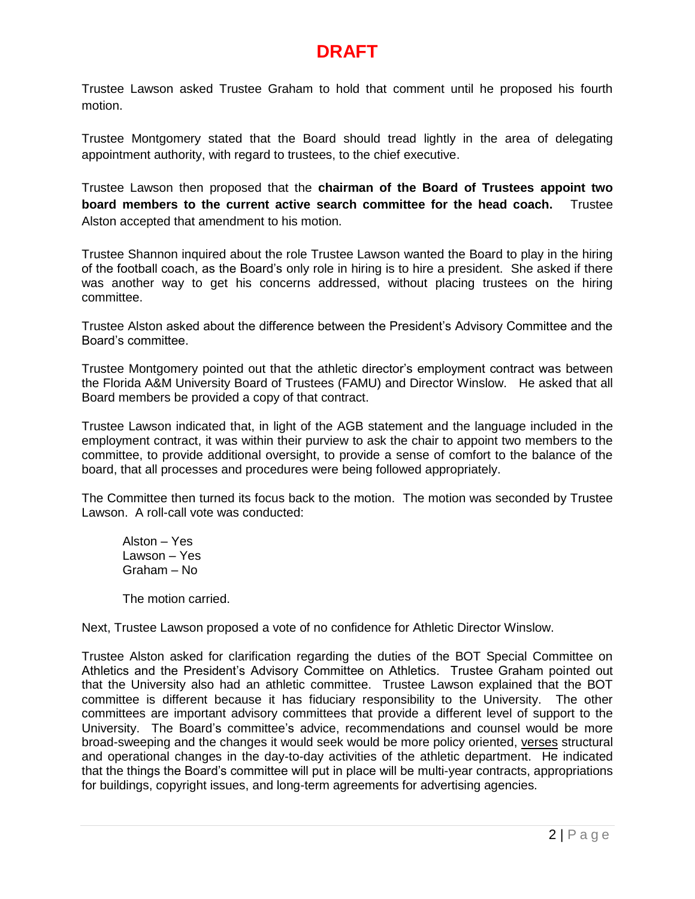# DRAFT

Trustee Lawson asked Trustee Graham to hold that comment until he proposed his fourth motion.

Trustee Montgomery stated that the Board should tread lightly in the area of delegating appointment authority, with regard to trustees, to the chief executive.

Trustee Lawson then proposed that the **chairman of the Board of Trustees appoint two board members to the current active search committee for the head coach.** Trustee Alston accepted that amendment to his motion.

Trustee Shannon inquired about the role Trustee Lawson wanted the Board to play in the hiring of the football coach, as the Board's only role in hiring is to hire a president. She asked if there was another way to get his concerns addressed, without placing trustees on the hiring committee.

Trustee Alston asked about the difference between the President's Advisory Committee and the Board's committee.

Trustee Montgomery pointed out that the athletic director's employment contract was between the Florida A&M University Board of Trustees (FAMU) and Director Winslow. He asked that all Board members be provided a copy of that contract.

Trustee Lawson indicated that, in light of the AGB statement and the language included in the employment contract, it was within their purview to ask the chair to appoint two members to the committee, to provide additional oversight, to provide a sense of comfort to the balance of the board, that all processes and procedures were being followed appropriately.

The Committee then turned its focus back to the motion. The motion was seconded by Trustee Lawson. A roll-call vote was conducted:

Alston – Yes
Lawson – Yes
Graham – No

The motion carried.

Next, Trustee Lawson proposed a vote of no confidence for Athletic Director Winslow.

Trustee Alston asked for clarification regarding the duties of the BOT Special Committee on Athletics and the President's Advisory Committee on Athletics. Trustee Graham pointed out that the University also had an athletic committee. Trustee Lawson explained that the BOT committee is different because it has fiduciary responsibility to the University. The other committees are important advisory committees that provide a different level of support to the University. The Board's committee's advice, recommendations and counsel would be more broad-sweeping and the changes it would seek would be more policy oriented, <u>verses</u> structural and operational changes in the day-to-day activities of the athletic department. He indicated that the things the Board's committee will put in place will be multi-year contracts, appropriations for buildings, copyright issues, and long-term agreements for advertising agencies.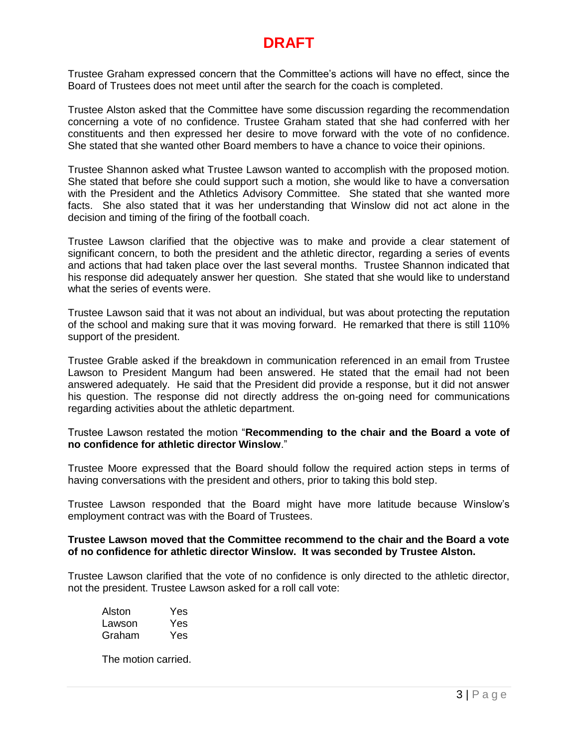# DRAFT

Trustee Graham expressed concern that the Committee's actions will have no effect, since the Board of Trustees does not meet until after the search for the coach is completed.

Trustee Alston asked that the Committee have some discussion regarding the recommendation concerning a vote of no confidence. Trustee Graham stated that she had conferred with her constituents and then expressed her desire to move forward with the vote of no confidence. She stated that she wanted other Board members to have a chance to voice their opinions.

Trustee Shannon asked what Trustee Lawson wanted to accomplish with the proposed motion. She stated that before she could support such a motion, she would like to have a conversation with the President and the Athletics Advisory Committee. She stated that she wanted more facts. She also stated that it was her understanding that Winslow did not act alone in the decision and timing of the firing of the football coach.

Trustee Lawson clarified that the objective was to make and provide a clear statement of significant concern, to both the president and the athletic director, regarding a series of events and actions that had taken place over the last several months. Trustee Shannon indicated that his response did adequately answer her question. She stated that she would like to understand what the series of events were.

Trustee Lawson said that it was not about an individual, but was about protecting the reputation of the school and making sure that it was moving forward. He remarked that there is still 110% support of the president.

Trustee Grable asked if the breakdown in communication referenced in an email from Trustee Lawson to President Mangum had been answered. He stated that the email had not been answered adequately. He said that the President did provide a response, but it did not answer his question. The response did not directly address the on-going need for communications regarding activities about the athletic department.

Trustee Lawson restated the motion "**Recommending to the chair and the Board a vote of no confidence for athletic director Winslow**."

Trustee Moore expressed that the Board should follow the required action steps in terms of having conversations with the president and others, prior to taking this bold step.

Trustee Lawson responded that the Board might have more latitude because Winslow's employment contract was with the Board of Trustees.

**Trustee Lawson moved that the Committee recommend to the chair and the Board a vote of no confidence for athletic director Winslow. It was seconded by Trustee Alston.**

Trustee Lawson clarified that the vote of no confidence is only directed to the athletic director, not the president. Trustee Lawson asked for a roll call vote:

| | |
|---|---|
| Alston | Yes |
| Lawson | Yes |
| Graham | Yes |

The motion carried.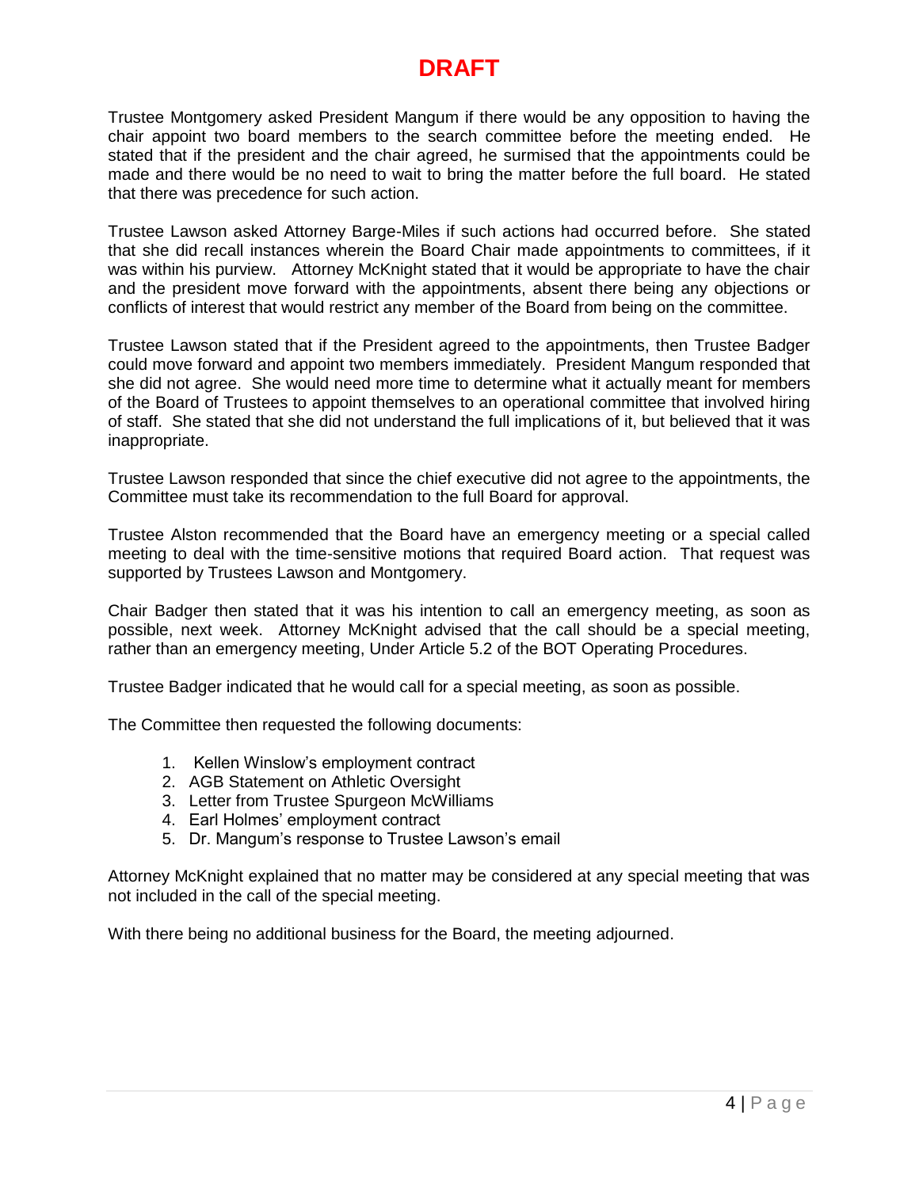# DRAFT

Trustee Montgomery asked President Mangum if there would be any opposition to having the chair appoint two board members to the search committee before the meeting ended. He stated that if the president and the chair agreed, he surmised that the appointments could be made and there would be no need to wait to bring the matter before the full board. He stated that there was precedence for such action.

Trustee Lawson asked Attorney Barge-Miles if such actions had occurred before. She stated that she did recall instances wherein the Board Chair made appointments to committees, if it was within his purview. Attorney McKnight stated that it would be appropriate to have the chair and the president move forward with the appointments, absent there being any objections or conflicts of interest that would restrict any member of the Board from being on the committee.

Trustee Lawson stated that if the President agreed to the appointments, then Trustee Badger could move forward and appoint two members immediately. President Mangum responded that she did not agree. She would need more time to determine what it actually meant for members of the Board of Trustees to appoint themselves to an operational committee that involved hiring of staff. She stated that she did not understand the full implications of it, but believed that it was inappropriate.

Trustee Lawson responded that since the chief executive did not agree to the appointments, the Committee must take its recommendation to the full Board for approval.

Trustee Alston recommended that the Board have an emergency meeting or a special called meeting to deal with the time-sensitive motions that required Board action. That request was supported by Trustees Lawson and Montgomery.

Chair Badger then stated that it was his intention to call an emergency meeting, as soon as possible, next week. Attorney McKnight advised that the call should be a special meeting, rather than an emergency meeting, Under Article 5.2 of the BOT Operating Procedures.

Trustee Badger indicated that he would call for a special meeting, as soon as possible.

The Committee then requested the following documents:

1. Kellen Winslow's employment contract
2. AGB Statement on Athletic Oversight
3. Letter from Trustee Spurgeon McWilliams
4. Earl Holmes' employment contract
5. Dr. Mangum's response to Trustee Lawson's email

Attorney McKnight explained that no matter may be considered at any special meeting that was not included in the call of the special meeting.

With there being no additional business for the Board, the meeting adjourned.